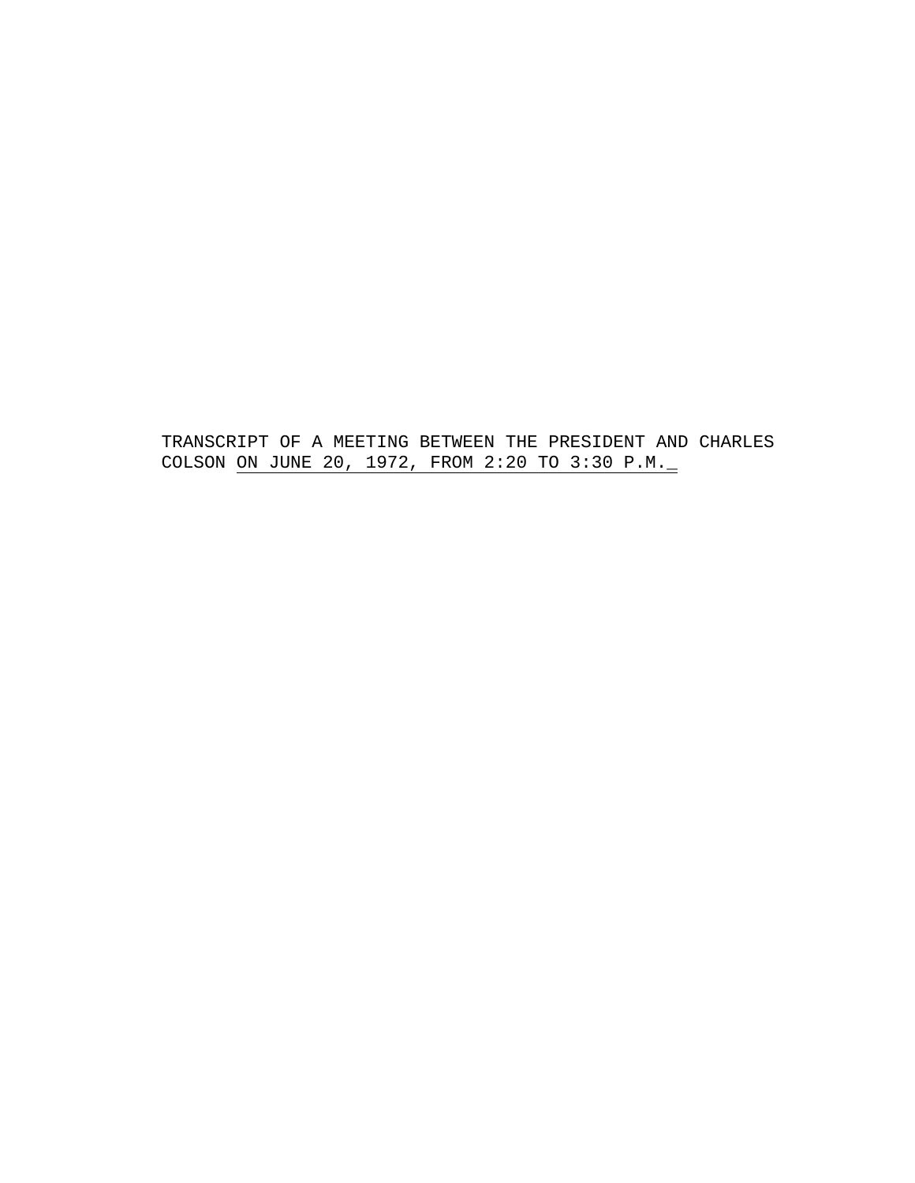TRANSCRIPT OF A MEETING BETWEEN THE PRESIDENT AND CHARLES COLSON ON JUNE 20, 1972, FROM 2:20 TO 3:30 P.M.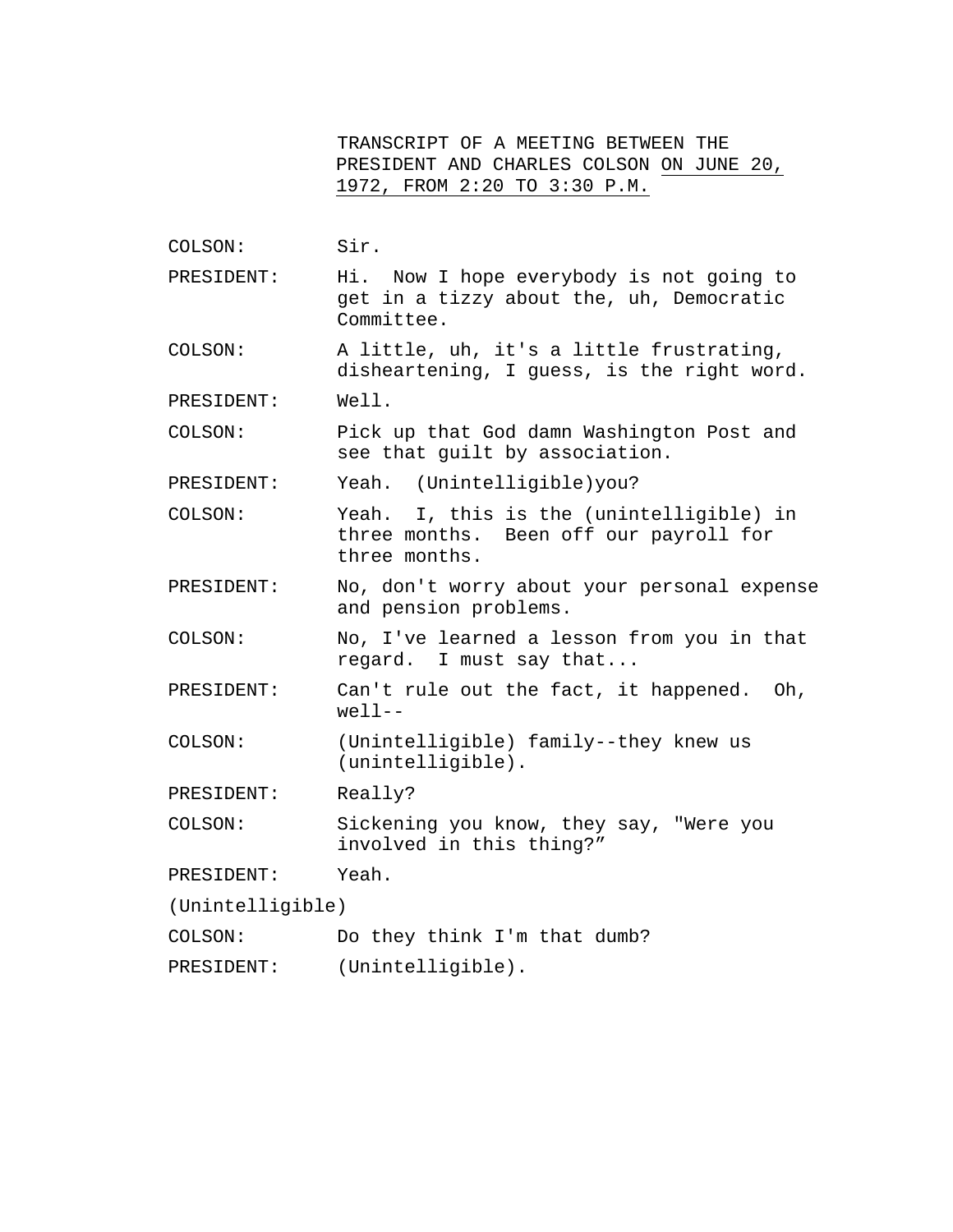TRANSCRIPT OF A MEETING BETWEEN THE PRESIDENT AND CHARLES COLSON <u>ON JUNE 20, 1972, FROM 2:20 TO 3:30 P.M.</u>

COLSON: Sir.

PRESIDENT: Hi. Now I hope everybody is not going to get in a tizzy about the, uh, Democratic Committee.

COLSON: A little, uh, it's a little frustrating, disheartening, I guess, is the right word.

PRESIDENT: Well.

COLSON: Pick up that God damn Washington Post and see that guilt by association.

PRESIDENT: Yeah. (Unintelligible)you?

COLSON: Yeah. I, this is the (unintelligible) in three months. Been off our payroll for three months.

PRESIDENT: No, don't worry about your personal expense and pension problems.

COLSON: No, I've learned a lesson from you in that regard. I must say that...

PRESIDENT: Can't rule out the fact, it happened. Oh, well--

COLSON: (Unintelligible) family--they knew us (unintelligible).

PRESIDENT: Really?

COLSON: Sickening you know, they say, "Were you involved in this thing?"

PRESIDENT: Yeah.

(Unintelligible)

COLSON: Do they think I'm that dumb?

PRESIDENT: (Unintelligible).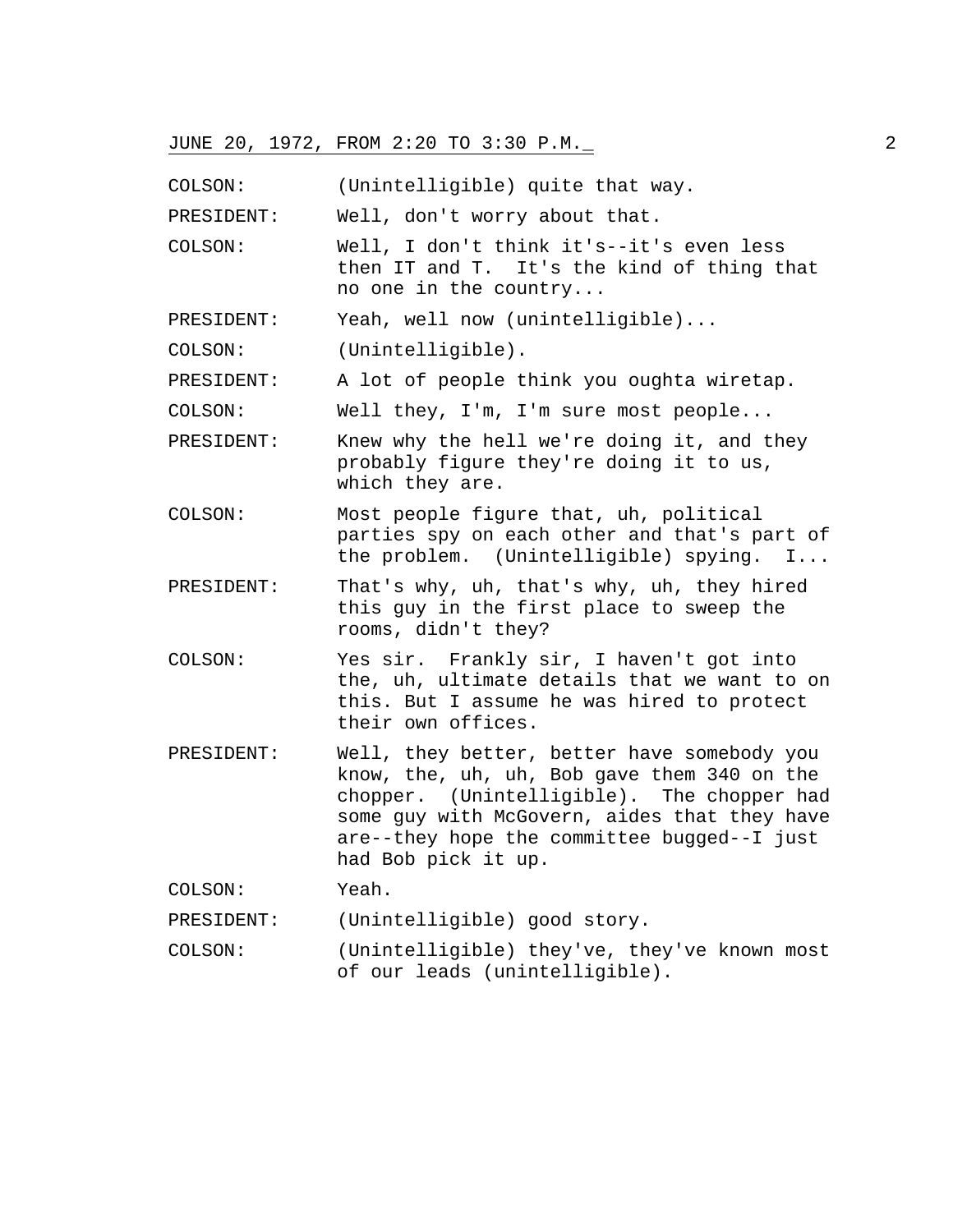COLSON: (Unintelligible) quite that way.

PRESIDENT: Well, don't worry about that.

COLSON: Well, I don't think it's--it's even less then IT and T. It's the kind of thing that no one in the country...

PRESIDENT: Yeah, well now (unintelligible)...

COLSON: (Unintelligible).

PRESIDENT: A lot of people think you oughta wiretap.

COLSON: Well they, I'm, I'm sure most people...

PRESIDENT: Knew why the hell we're doing it, and they probably figure they're doing it to us, which they are.

COLSON: Most people figure that, uh, political parties spy on each other and that's part of the problem. (Unintelligible) spying. I...

PRESIDENT: That's why, uh, that's why, uh, they hired this guy in the first place to sweep the rooms, didn't they?

COLSON: Yes sir. Frankly sir, I haven't got into the, uh, ultimate details that we want to on this. But I assume he was hired to protect their own offices.

PRESIDENT: Well, they better, better have somebody you know, the, uh, uh, Bob gave them 340 on the chopper. (Unintelligible). The chopper had some guy with McGovern, aides that they have are--they hope the committee bugged--I just had Bob pick it up.

COLSON: Yeah.

PRESIDENT: (Unintelligible) good story.

COLSON: (Unintelligible) they've, they've known most of our leads (unintelligible).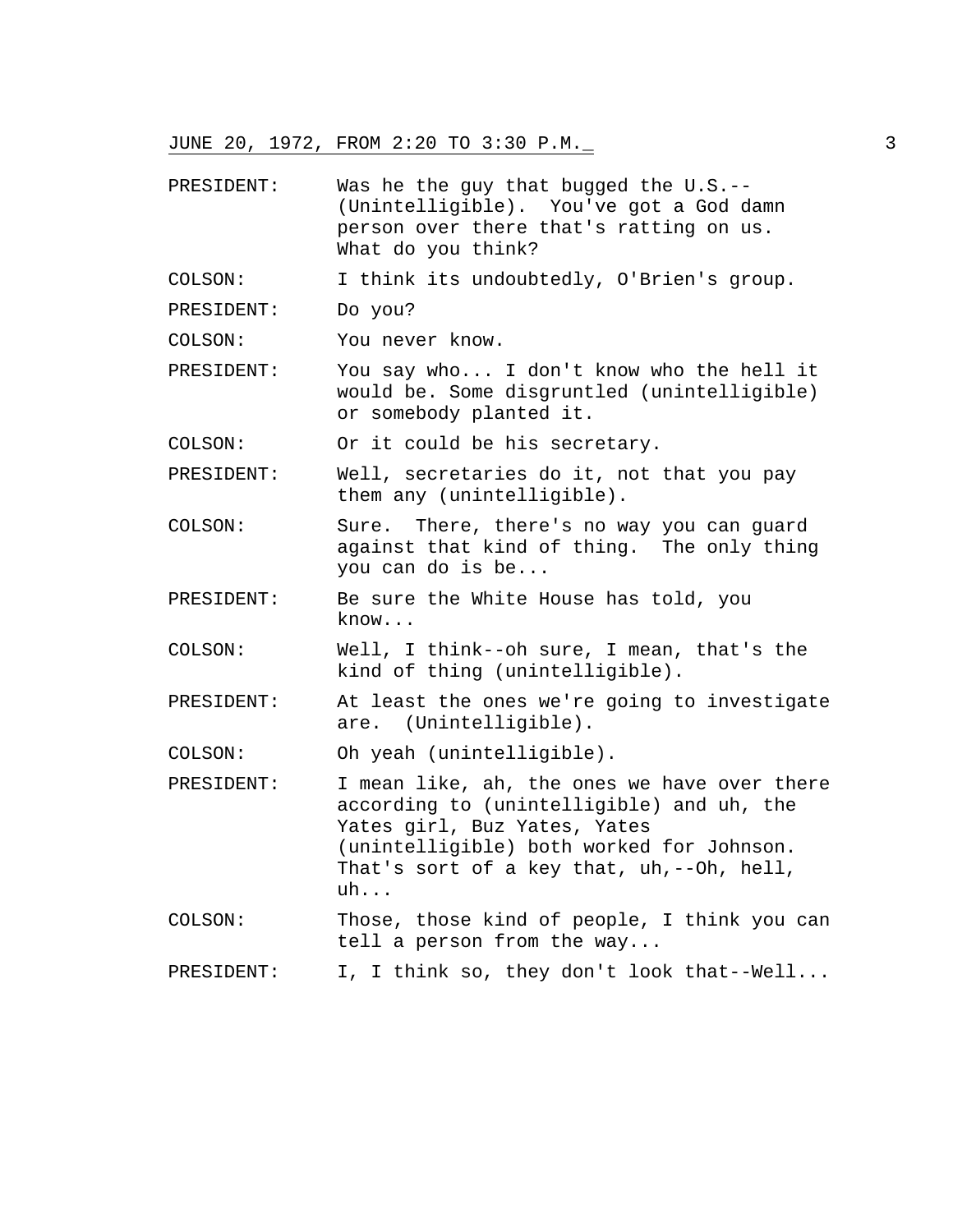PRESIDENT: Was he the guy that bugged the U.S.--(Unintelligible). You've got a God damn person over there that's ratting on us. What do you think?

COLSON: I think its undoubtedly, O'Brien's group.

PRESIDENT: Do you?

COLSON: You never know.

PRESIDENT: You say who... I don't know who the hell it would be. Some disgruntled (unintelligible) or somebody planted it.

COLSON: Or it could be his secretary.

PRESIDENT: Well, secretaries do it, not that you pay them any (unintelligible).

COLSON: Sure. There, there's no way you can guard against that kind of thing. The only thing you can do is be...

PRESIDENT: Be sure the White House has told, you know...

COLSON: Well, I think--oh sure, I mean, that's the kind of thing (unintelligible).

PRESIDENT: At least the ones we're going to investigate are. (Unintelligible).

COLSON: Oh yeah (unintelligible).

PRESIDENT: I mean like, ah, the ones we have over there according to (unintelligible) and uh, the Yates girl, Buz Yates, Yates (unintelligible) both worked for Johnson. That's sort of a key that, uh,--Oh, hell, uh...

COLSON: Those, those kind of people, I think you can tell a person from the way...

PRESIDENT: I, I think so, they don't look that--Well...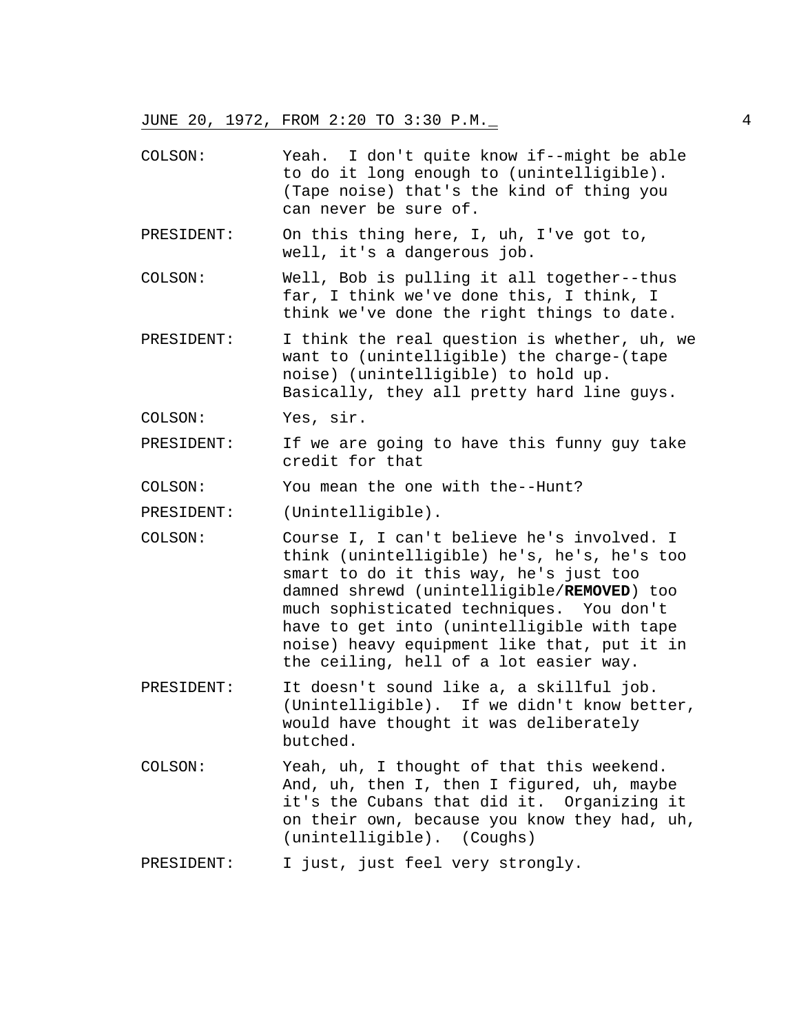COLSON: Yeah. I don't quite know if--might be able to do it long enough to (unintelligible). (Tape noise) that's the kind of thing you can never be sure of.

PRESIDENT: On this thing here, I, uh, I've got to, well, it's a dangerous job.

COLSON: Well, Bob is pulling it all together--thus far, I think we've done this, I think, I think we've done the right things to date.

PRESIDENT: I think the real question is whether, uh, we want to (unintelligible) the charge-(tape noise) (unintelligible) to hold up. Basically, they all pretty hard line guys.

COLSON: Yes, sir.

PRESIDENT: If we are going to have this funny guy take credit for that

COLSON: You mean the one with the--Hunt?

PRESIDENT: (Unintelligible).

COLSON: Course I, I can't believe he's involved. I think (unintelligible) he's, he's, he's too smart to do it this way, he's just too damned shrewd (unintelligible/**REMOVED**) too much sophisticated techniques. You don't have to get into (unintelligible with tape noise) heavy equipment like that, put it in the ceiling, hell of a lot easier way.

PRESIDENT: It doesn't sound like a, a skillful job. (Unintelligible). If we didn't know better, would have thought it was deliberately butched.

COLSON: Yeah, uh, I thought of that this weekend. And, uh, then I, then I figured, uh, maybe it's the Cubans that did it. Organizing it on their own, because you know they had, uh, (unintelligible). (Coughs)

PRESIDENT: I just, just feel very strongly.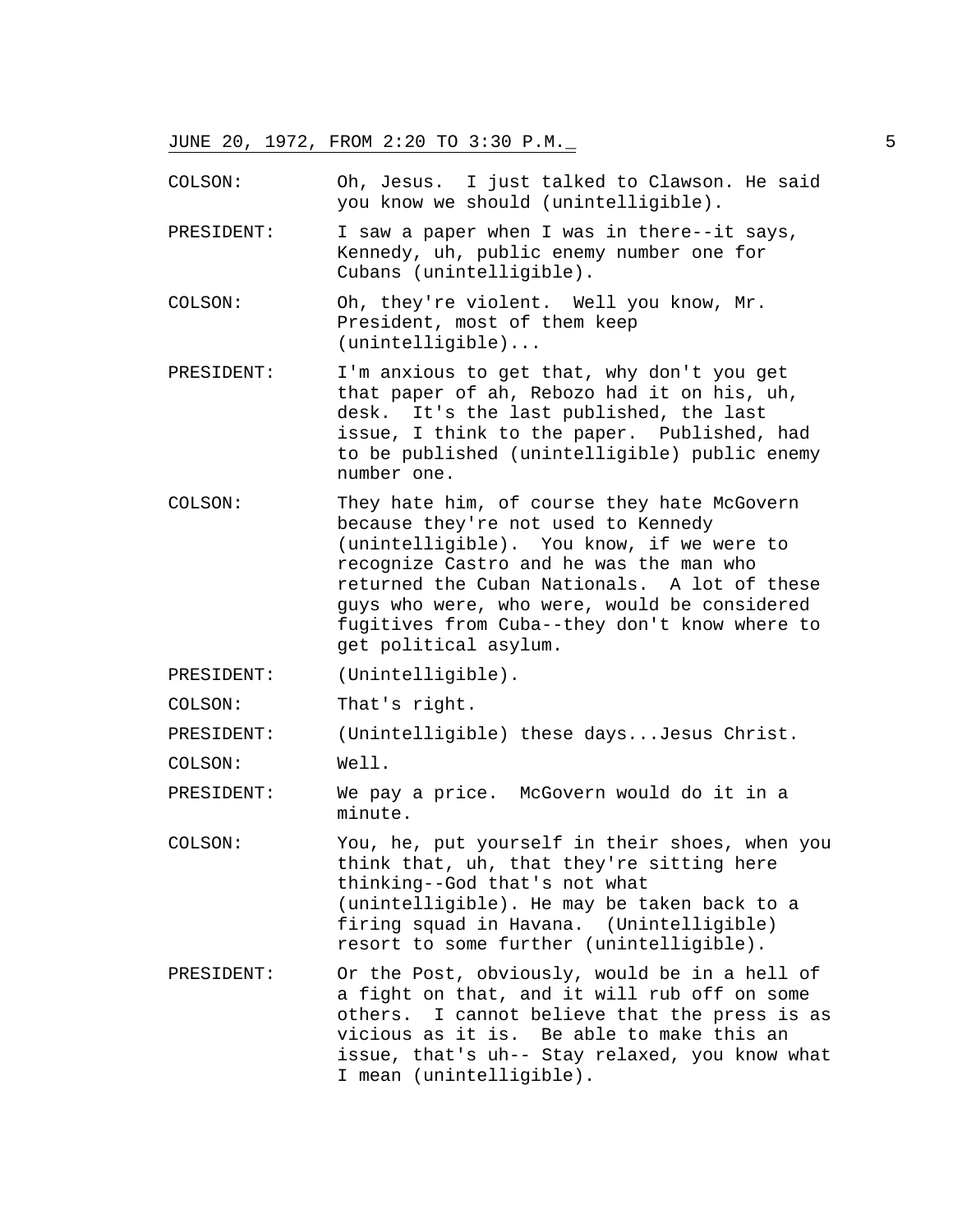COLSON: Oh, Jesus. I just talked to Clawson. He said you know we should (unintelligible).

PRESIDENT: I saw a paper when I was in there--it says, Kennedy, uh, public enemy number one for Cubans (unintelligible).

COLSON: Oh, they're violent. Well you know, Mr. President, most of them keep (unintelligible)...

PRESIDENT: I'm anxious to get that, why don't you get that paper of ah, Rebozo had it on his, uh, desk. It's the last published, the last issue, I think to the paper. Published, had to be published (unintelligible) public enemy number one.

COLSON: They hate him, of course they hate McGovern because they're not used to Kennedy (unintelligible). You know, if we were to recognize Castro and he was the man who returned the Cuban Nationals. A lot of these guys who were, who were, would be considered fugitives from Cuba--they don't know where to get political asylum.

PRESIDENT: (Unintelligible).

COLSON: That's right.

PRESIDENT: (Unintelligible) these days...Jesus Christ.

COLSON: Well.

PRESIDENT: We pay a price. McGovern would do it in a minute.

COLSON: You, he, put yourself in their shoes, when you think that, uh, that they're sitting here thinking--God that's not what (unintelligible). He may be taken back to a firing squad in Havana. (Unintelligible) resort to some further (unintelligible).

PRESIDENT: Or the Post, obviously, would be in a hell of a fight on that, and it will rub off on some others. I cannot believe that the press is as vicious as it is. Be able to make this an issue, that's uh-- Stay relaxed, you know what I mean (unintelligible).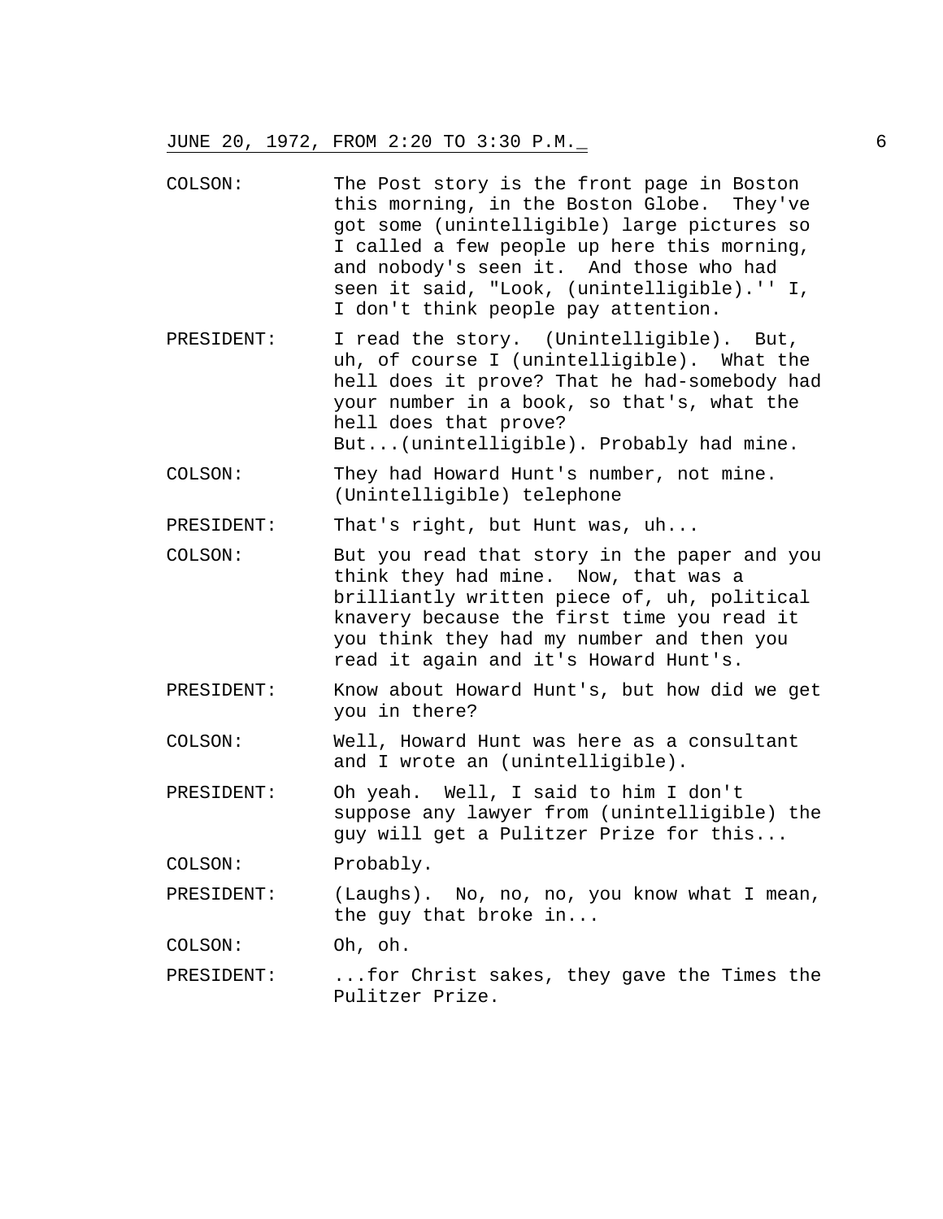JUNE 20, 1972, FROM 2:20 TO 3:30 P.M.

**COLSON:** The Post story is the front page in Boston this morning, in the Boston Globe. They've got some (unintelligible) large pictures so I called a few people up here this morning, and nobody's seen it. And those who had seen it said, "Look, (unintelligible).'' I, I don't think people pay attention.

**PRESIDENT:** I read the story. (Unintelligible). But, uh, of course I (unintelligible). What the hell does it prove? That he had-somebody had your number in a book, so that's, what the hell does that prove? But...(unintelligible). Probably had mine.

**COLSON:** They had Howard Hunt's number, not mine. (Unintelligible) telephone

**PRESIDENT:** That's right, but Hunt was, uh...

**COLSON:** But you read that story in the paper and you think they had mine. Now, that was a brilliantly written piece of, uh, political knavery because the first time you read it you think they had my number and then you read it again and it's Howard Hunt's.

**PRESIDENT:** Know about Howard Hunt's, but how did we get you in there?

**COLSON:** Well, Howard Hunt was here as a consultant and I wrote an (unintelligible).

**PRESIDENT:** Oh yeah. Well, I said to him I don't suppose any lawyer from (unintelligible) the guy will get a Pulitzer Prize for this...

**COLSON:** Probably.

**PRESIDENT:** (Laughs). No, no, no, you know what I mean, the guy that broke in...

**COLSON:** Oh, oh.

**PRESIDENT:** ...for Christ sakes, they gave the Times the Pulitzer Prize.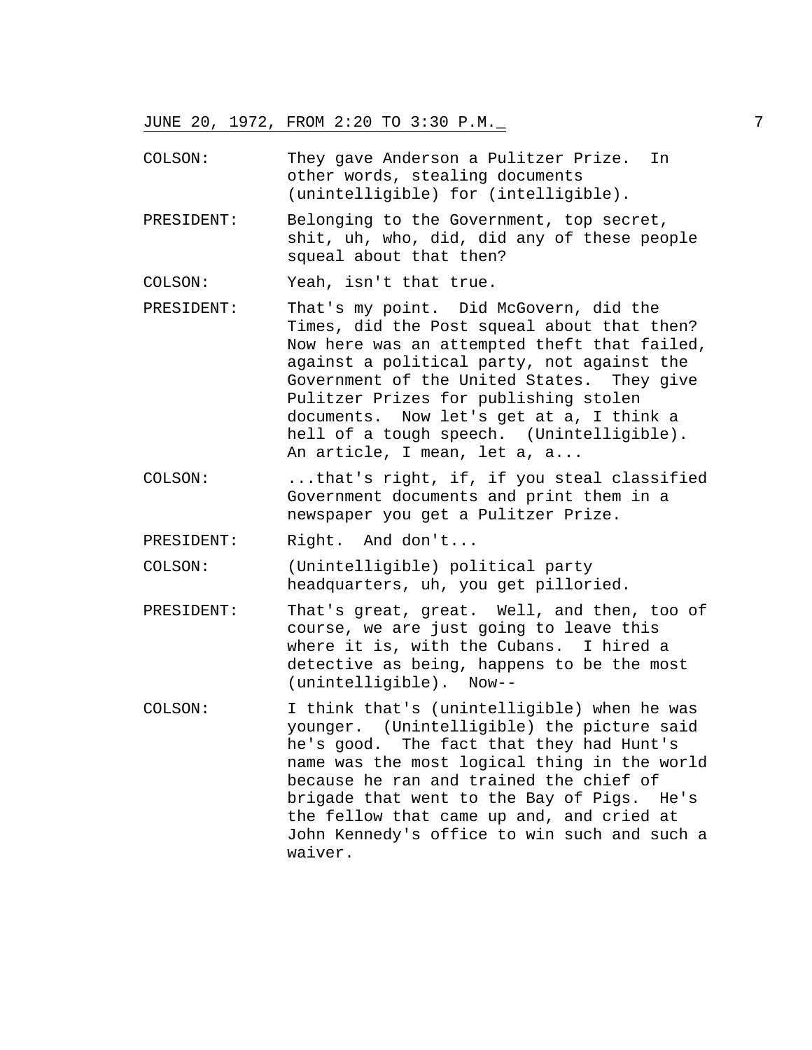JUNE 20, 1972, FROM 2:20 TO 3:30 P.M.

COLSON: They gave Anderson a Pulitzer Prize. In other words, stealing documents (unintelligible) for (intelligible).

PRESIDENT: Belonging to the Government, top secret, shit, uh, who, did, did any of these people squeal about that then?

COLSON: Yeah, isn't that true.

PRESIDENT: That's my point. Did McGovern, did the Times, did the Post squeal about that then? Now here was an attempted theft that failed, against a political party, not against the Government of the United States. They give Pulitzer Prizes for publishing stolen documents. Now let's get at a, I think a hell of a tough speech. (Unintelligible). An article, I mean, let a, a...

COLSON: ...that's right, if, if you steal classified Government documents and print them in a newspaper you get a Pulitzer Prize.

PRESIDENT: Right. And don't...

COLSON: (Unintelligible) political party headquarters, uh, you get pilloried.

PRESIDENT: That's great, great. Well, and then, too of course, we are just going to leave this where it is, with the Cubans. I hired a detective as being, happens to be the most (unintelligible). Now--

COLSON: I think that's (unintelligible) when he was younger. (Unintelligible) the picture said he's good. The fact that they had Hunt's name was the most logical thing in the world because he ran and trained the chief of brigade that went to the Bay of Pigs. He's the fellow that came up and, and cried at John Kennedy's office to win such and such a waiver.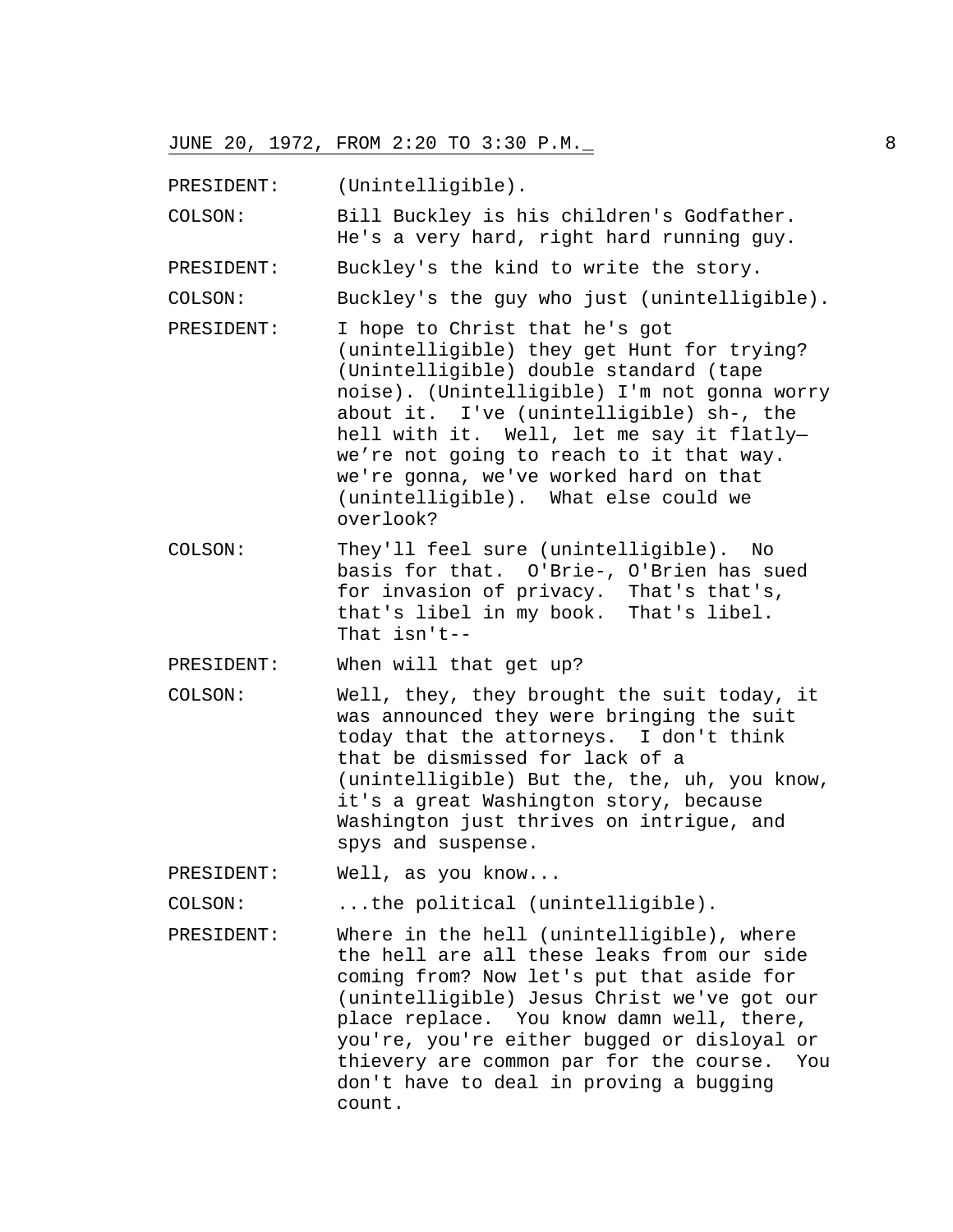PRESIDENT: (Unintelligible).

COLSON: Bill Buckley is his children's Godfather. He's a very hard, right hard running guy.

PRESIDENT: Buckley's the kind to write the story.

COLSON: Buckley's the guy who just (unintelligible).

PRESIDENT: I hope to Christ that he's got (unintelligible) they get Hunt for trying? (Unintelligible) double standard (tape noise). (Unintelligible) I'm not gonna worry about it. I've (unintelligible) sh-, the hell with it. Well, let me say it flatly—we're not going to reach to it that way. we're gonna, we've worked hard on that (unintelligible). What else could we overlook?

COLSON: They'll feel sure (unintelligible). No basis for that. O'Brie-, O'Brien has sued for invasion of privacy. That's that's, that's libel in my book. That's libel. That isn't--

PRESIDENT: When will that get up?

COLSON: Well, they, they brought the suit today, it was announced they were bringing the suit today that the attorneys. I don't think that be dismissed for lack of a (unintelligible) But the, the, uh, you know, it's a great Washington story, because Washington just thrives on intrigue, and spys and suspense.

PRESIDENT: Well, as you know...

COLSON: ...the political (unintelligible).

PRESIDENT: Where in the hell (unintelligible), where the hell are all these leaks from our side coming from? Now let's put that aside for (unintelligible) Jesus Christ we've got our place replace. You know damn well, there, you're, you're either bugged or disloyal or thievery are common par for the course. You don't have to deal in proving a bugging count.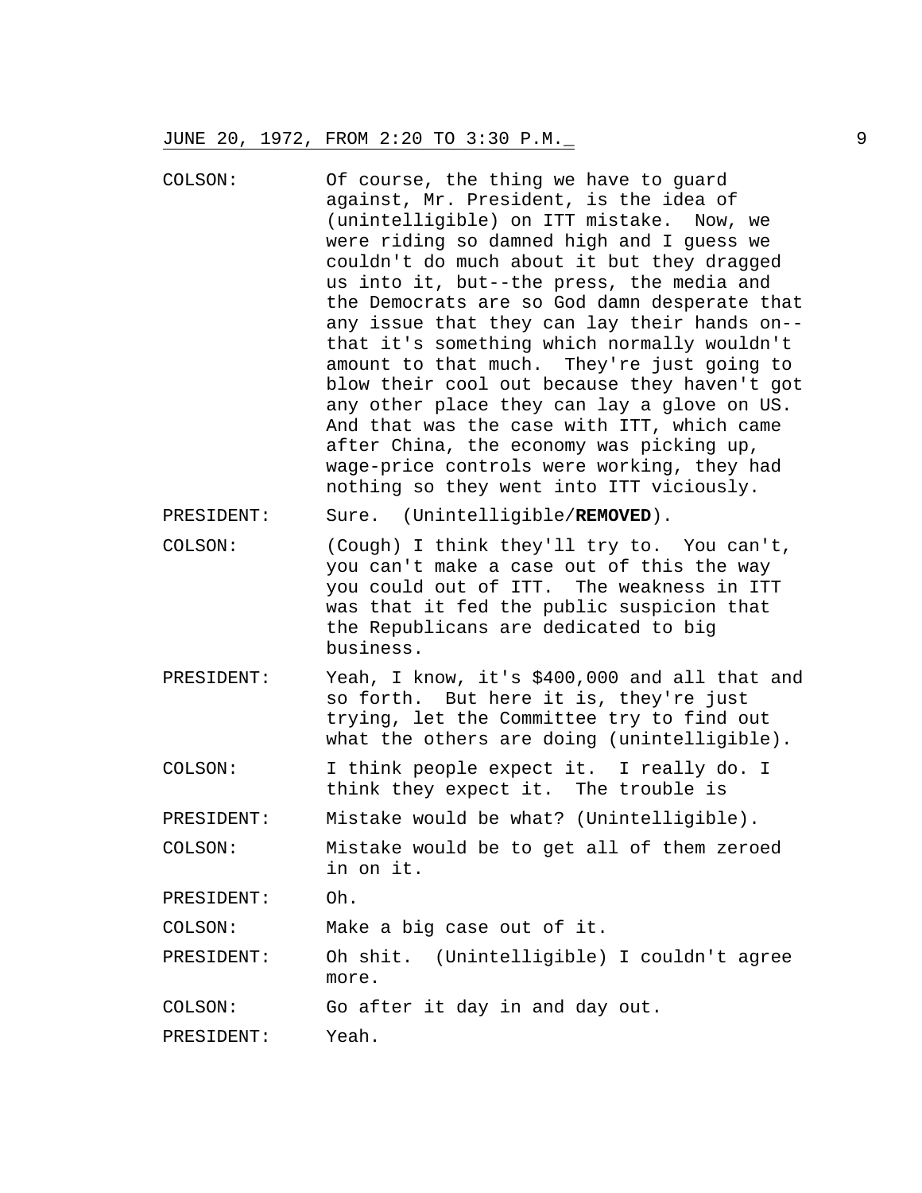COLSON: Of course, the thing we have to guard against, Mr. President, is the idea of (unintelligible) on ITT mistake. Now, we were riding so damned high and I guess we couldn't do much about it but they dragged us into it, but--the press, the media and the Democrats are so God damn desperate that any issue that they can lay their hands on--that it's something which normally wouldn't amount to that much. They're just going to blow their cool out because they haven't got any other place they can lay a glove on US. And that was the case with ITT, which came after China, the economy was picking up, wage-price controls were working, they had nothing so they went into ITT viciously.

PRESIDENT: Sure. (Unintelligible/**REMOVED**).

COLSON: (Cough) I think they'll try to. You can't, you can't make a case out of this the way you could out of ITT. The weakness in ITT was that it fed the public suspicion that the Republicans are dedicated to big business.

PRESIDENT: Yeah, I know, it's $400,000 and all that and so forth. But here it is, they're just trying, let the Committee try to find out what the others are doing (unintelligible).

COLSON: I think people expect it. I really do. I think they expect it. The trouble is

PRESIDENT: Mistake would be what? (Unintelligible).

COLSON: Mistake would be to get all of them zeroed in on it.

PRESIDENT: Oh.

COLSON: Make a big case out of it.

PRESIDENT: Oh shit. (Unintelligible) I couldn't agree more.

COLSON: Go after it day in and day out.

PRESIDENT: Yeah.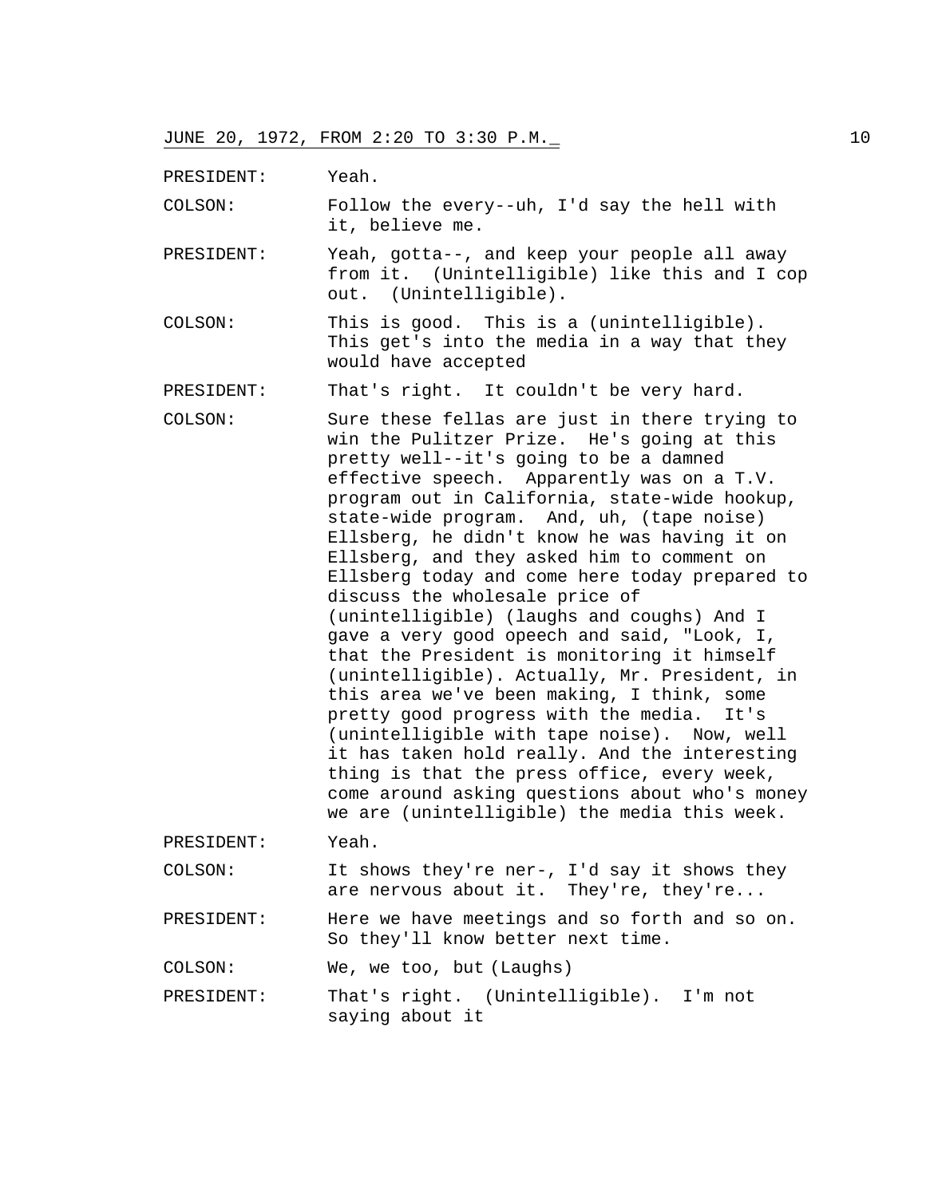PRESIDENT: Yeah.

COLSON: Follow the every--uh, I'd say the hell with it, believe me.

PRESIDENT: Yeah, gotta--, and keep your people all away from it. (Unintelligible) like this and I cop out. (Unintelligible).

COLSON: This is good. This is a (unintelligible). This get's into the media in a way that they would have accepted

PRESIDENT: That's right. It couldn't be very hard.

COLSON: Sure these fellas are just in there trying to win the Pulitzer Prize. He's going at this pretty well--it's going to be a damned effective speech. Apparently was on a T.V. program out in California, state-wide hookup, state-wide program. And, uh, (tape noise) Ellsberg, he didn't know he was having it on Ellsberg, and they asked him to comment on Ellsberg today and come here today prepared to discuss the wholesale price of (unintelligible) (laughs and coughs) And I gave a very good opeech and said, "Look, I, that the President is monitoring it himself (unintelligible). Actually, Mr. President, in this area we've been making, I think, some pretty good progress with the media. It's (unintelligible with tape noise). Now, well it has taken hold really. And the interesting thing is that the press office, every week, come around asking questions about who's money we are (unintelligible) the media this week.

PRESIDENT: Yeah.

COLSON: It shows they're ner-, I'd say it shows they are nervous about it. They're, they're...

PRESIDENT: Here we have meetings and so forth and so on. So they'll know better next time.

COLSON: We, we too, but (Laughs)

PRESIDENT: That's right. (Unintelligible). I'm not saying about it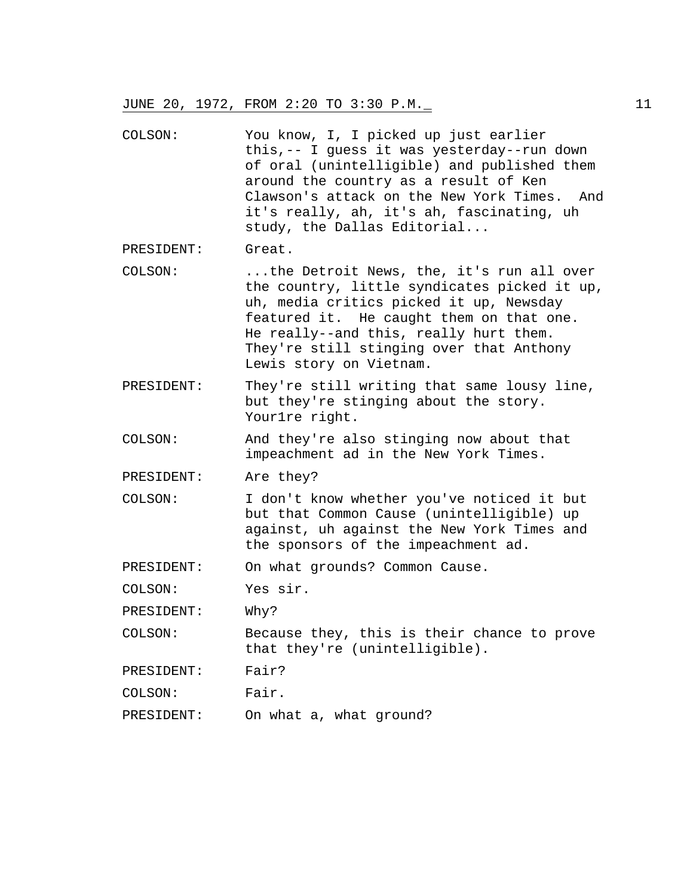COLSON: You know, I, I picked up just earlier this,-- I guess it was yesterday--run down of oral (unintelligible) and published them around the country as a result of Ken Clawson's attack on the New York Times. And it's really, ah, it's ah, fascinating, uh study, the Dallas Editorial...

PRESIDENT: Great.

COLSON: ...the Detroit News, the, it's run all over the country, little syndicates picked it up, uh, media critics picked it up, Newsday featured it. He caught them on that one. He really--and this, really hurt them. They're still stinging over that Anthony Lewis story on Vietnam.

PRESIDENT: They're still writing that same lousy line, but they're stinging about the story. Your1re right.

COLSON: And they're also stinging now about that impeachment ad in the New York Times.

PRESIDENT: Are they?

COLSON: I don't know whether you've noticed it but but that Common Cause (unintelligible) up against, uh against the New York Times and the sponsors of the impeachment ad.

PRESIDENT: On what grounds? Common Cause.

COLSON: Yes sir.

PRESIDENT: Why?

COLSON: Because they, this is their chance to prove that they're (unintelligible).

PRESIDENT: Fair?

COLSON: Fair.

PRESIDENT: On what a, what ground?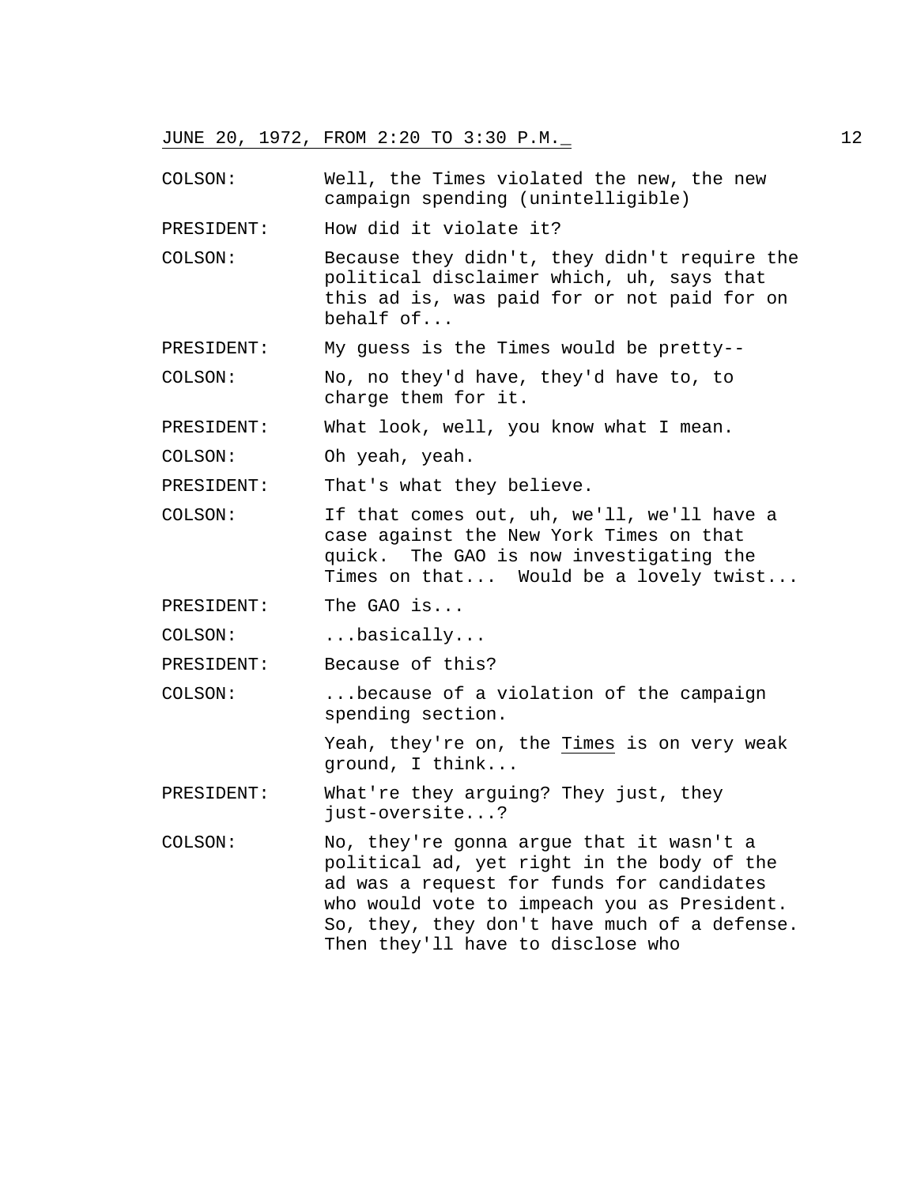COLSON: Well, the Times violated the new, the new campaign spending (unintelligible)

PRESIDENT: How did it violate it?

COLSON: Because they didn't, they didn't require the political disclaimer which, uh, says that this ad is, was paid for or not paid for on behalf of...

PRESIDENT: My guess is the Times would be pretty--

COLSON: No, no they'd have, they'd have to, to charge them for it.

PRESIDENT: What look, well, you know what I mean.

COLSON: Oh yeah, yeah.

PRESIDENT: That's what they believe.

COLSON: If that comes out, uh, we'll, we'll have a case against the New York Times on that quick. The GAO is now investigating the Times on that... Would be a lovely twist...

PRESIDENT: The GAO is...

COLSON: ...basically...

PRESIDENT: Because of this?

COLSON: ...because of a violation of the campaign spending section.

Yeah, they're on, the Times is on very weak ground, I think...

PRESIDENT: What're they arguing? They just, they just-oversite...?

COLSON: No, they're gonna argue that it wasn't a political ad, yet right in the body of the ad was a request for funds for candidates who would vote to impeach you as President. So, they, they don't have much of a defense. Then they'll have to disclose who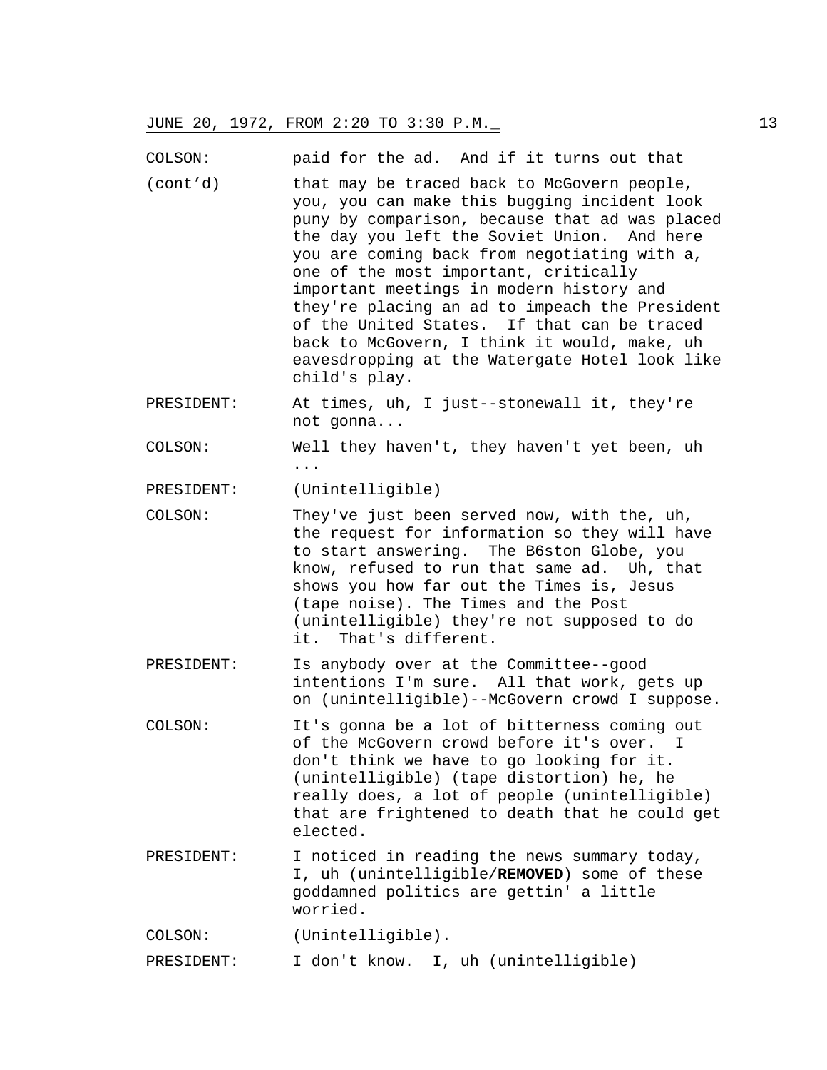COLSON: paid for the ad. And if it turns out that

(cont'd) that may be traced back to McGovern people, you, you can make this bugging incident look puny by comparison, because that ad was placed the day you left the Soviet Union. And here you are coming back from negotiating with a, one of the most important, critically important meetings in modern history and they're placing an ad to impeach the President of the United States. If that can be traced back to McGovern, I think it would, make, uh eavesdropping at the Watergate Hotel look like child's play.

PRESIDENT: At times, uh, I just--stonewall it, they're not gonna...

COLSON: Well they haven't, they haven't yet been, uh ...

PRESIDENT: (Unintelligible)

COLSON: They've just been served now, with the, uh, the request for information so they will have to start answering. The B6ston Globe, you know, refused to run that same ad. Uh, that shows you how far out the Times is, Jesus (tape noise). The Times and the Post (unintelligible) they're not supposed to do it. That's different.

PRESIDENT: Is anybody over at the Committee--good intentions I'm sure. All that work, gets up on (unintelligible)--McGovern crowd I suppose.

COLSON: It's gonna be a lot of bitterness coming out of the McGovern crowd before it's over. I don't think we have to go looking for it. (unintelligible) (tape distortion) he, he really does, a lot of people (unintelligible) that are frightened to death that he could get elected.

PRESIDENT: I noticed in reading the news summary today, I, uh (unintelligible/**REMOVED**) some of these goddamned politics are gettin' a little worried.

COLSON: (Unintelligible).

PRESIDENT: I don't know. I, uh (unintelligible)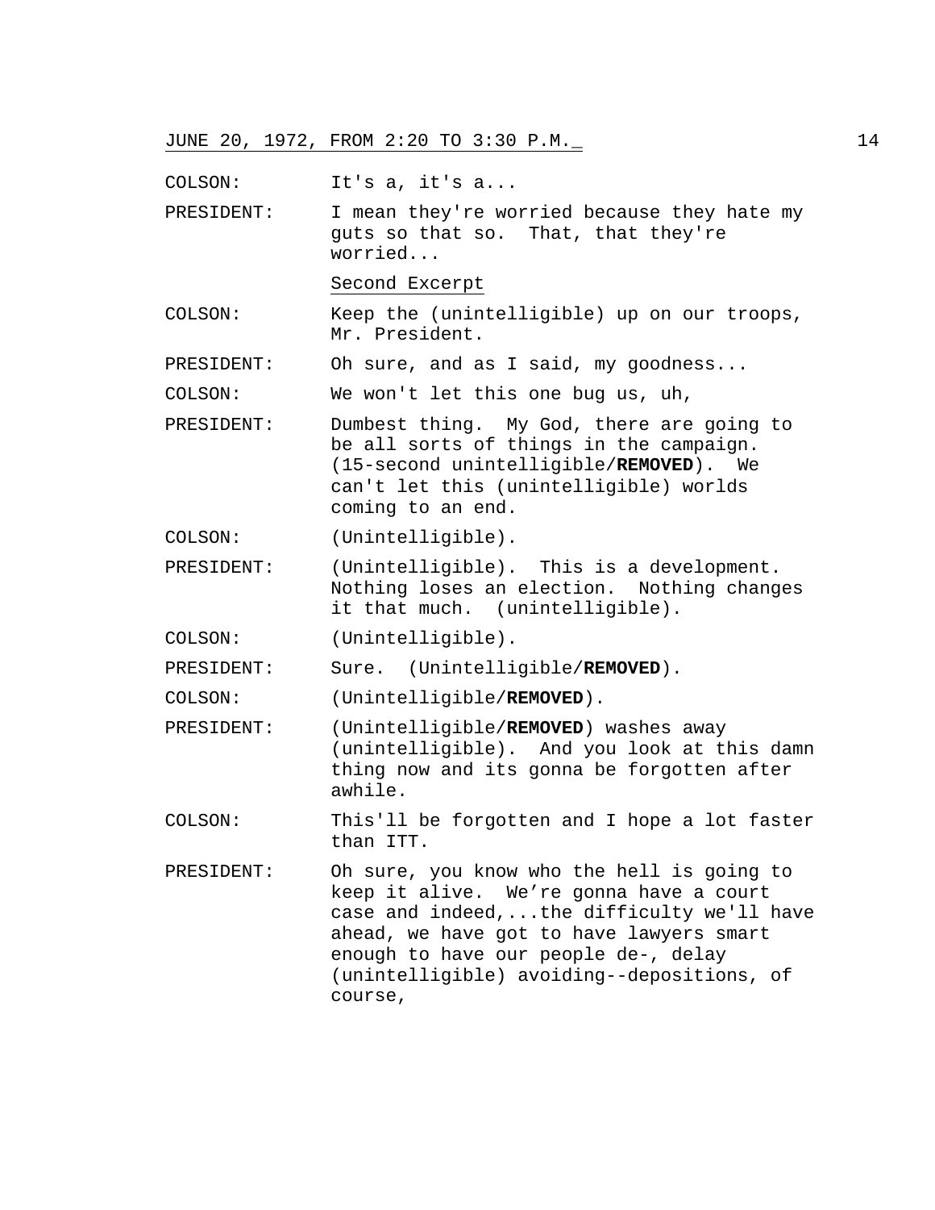JUNE 20, 1972, FROM 2:20 TO 3:30 P.M.

COLSON: It's a, it's a...

PRESIDENT: I mean they're worried because they hate my guts so that so. That, that they're worried...

Second Excerpt

COLSON: Keep the (unintelligible) up on our troops, Mr. President.

PRESIDENT: Oh sure, and as I said, my goodness...

COLSON: We won't let this one bug us, uh,

PRESIDENT: Dumbest thing. My God, there are going to be all sorts of things in the campaign. (15-second unintelligible/**REMOVED**). We can't let this (unintelligible) worlds coming to an end.

COLSON: (Unintelligible).

PRESIDENT: (Unintelligible). This is a development. Nothing loses an election. Nothing changes it that much. (unintelligible).

COLSON: (Unintelligible).

PRESIDENT: Sure. (Unintelligible/**REMOVED**).

COLSON: (Unintelligible/**REMOVED**).

PRESIDENT: (Unintelligible/**REMOVED**) washes away (unintelligible). And you look at this damn thing now and its gonna be forgotten after awhile.

COLSON: This'll be forgotten and I hope a lot faster than ITT.

PRESIDENT: Oh sure, you know who the hell is going to keep it alive. We're gonna have a court case and indeed,...the difficulty we'll have ahead, we have got to have lawyers smart enough to have our people de-, delay (unintelligible) avoiding--depositions, of course,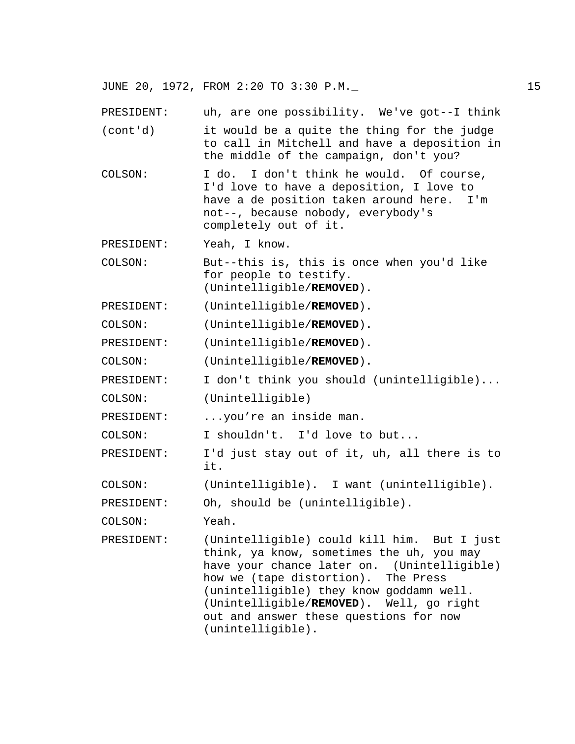PRESIDENT: uh, are one possibility. We've got--I think (cont'd) it would be a quite the thing for the judge to call in Mitchell and have a deposition in the middle of the campaign, don't you?

COLSON: I do. I don't think he would. Of course, I'd love to have a deposition, I love to have a de position taken around here. I'm not--, because nobody, everybody's completely out of it.

PRESIDENT: Yeah, I know.

COLSON: But--this is, this is once when you'd like for people to testify. (Unintelligible/**REMOVED**).

PRESIDENT: (Unintelligible/**REMOVED**).

COLSON: (Unintelligible/**REMOVED**).

PRESIDENT: (Unintelligible/**REMOVED**).

COLSON: (Unintelligible/**REMOVED**).

PRESIDENT: I don't think you should (unintelligible)...

COLSON: (Unintelligible)

PRESIDENT: ...you're an inside man.

COLSON: I shouldn't. I'd love to but...

PRESIDENT: I'd just stay out of it, uh, all there is to it.

COLSON: (Unintelligible). I want (unintelligible).

PRESIDENT: Oh, should be (unintelligible).

COLSON: Yeah.

PRESIDENT: (Unintelligible) could kill him. But I just think, ya know, sometimes the uh, you may have your chance later on. (Unintelligible) how we (tape distortion). The Press (unintelligible) they know goddamn well. (Unintelligible/**REMOVED**). Well, go right out and answer these questions for now (unintelligible).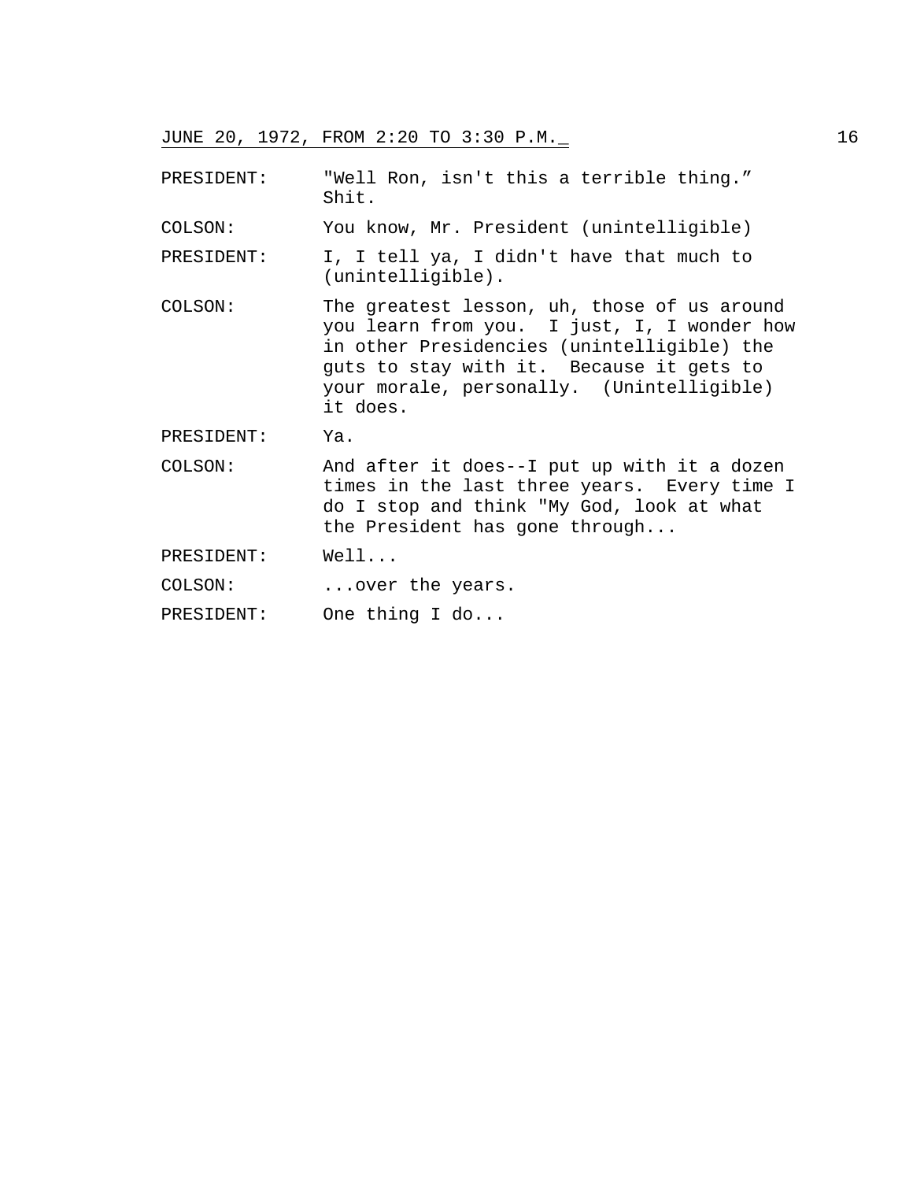PRESIDENT: "Well Ron, isn't this a terrible thing." Shit.

COLSON: You know, Mr. President (unintelligible)

PRESIDENT: I, I tell ya, I didn't have that much to (unintelligible).

COLSON: The greatest lesson, uh, those of us around you learn from you. I just, I, I wonder how in other Presidencies (unintelligible) the guts to stay with it. Because it gets to your morale, personally. (Unintelligible) it does.

PRESIDENT: Ya.

COLSON: And after it does--I put up with it a dozen times in the last three years. Every time I do I stop and think "My God, look at what the President has gone through...

PRESIDENT: Well...

COLSON: ...over the years.

PRESIDENT: One thing I do...